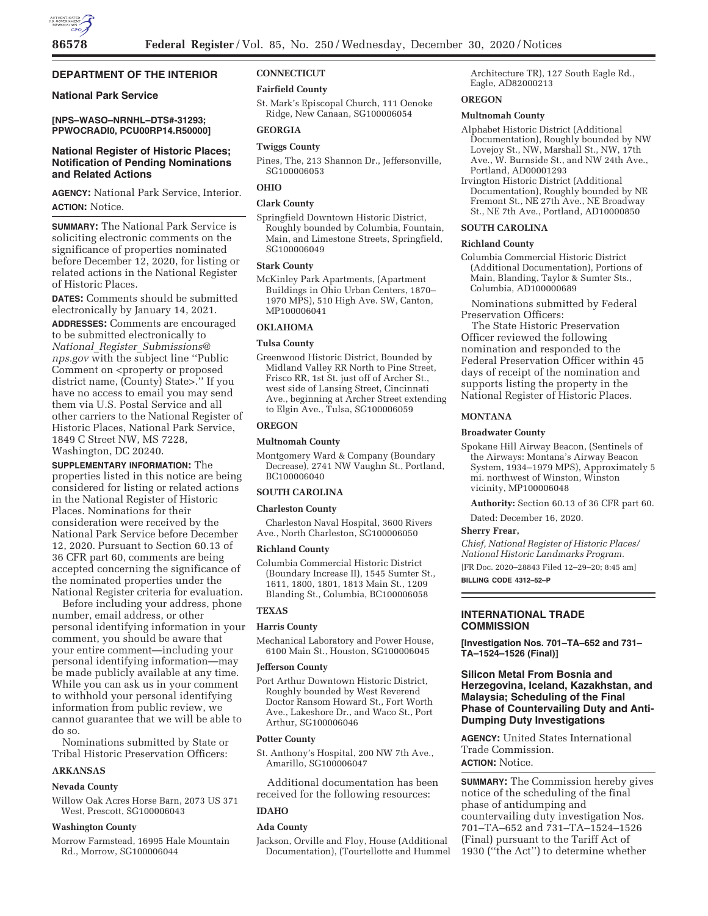## DEPARTMENT OF THE INTERIOR

### National Park Service

**[NPS–WASO–NRNHL–DTS#-31293; PPWOCRADI0, PCU00RP14.R50000]**

### National Register of Historic Places; Notification of Pending Nominations and Related Actions

**AGENCY:** National Park Service, Interior.

**ACTION:** Notice.

**SUMMARY:** The National Park Service is soliciting electronic comments on the significance of properties nominated before December 12, 2020, for listing or related actions in the National Register of Historic Places.

**DATES:** Comments should be submitted electronically by January 14, 2021.

**ADDRESSES:** Comments are encouraged to be submitted electronically to *National_Register_Submissions@nps.gov* with the subject line ''Public Comment on <property or proposed district name, (County) State>.'' If you have no access to email you may send them via U.S. Postal Service and all other carriers to the National Register of Historic Places, National Park Service, 1849 C Street NW, MS 7228, Washington, DC 20240.

**SUPPLEMENTARY INFORMATION:** The properties listed in this notice are being considered for listing or related actions in the National Register of Historic Places. Nominations for their consideration were received by the National Park Service before December 12, 2020. Pursuant to Section 60.13 of 36 CFR part 60, comments are being accepted concerning the significance of the nominated properties under the National Register criteria for evaluation.

Before including your address, phone number, email address, or other personal identifying information in your comment, you should be aware that your entire comment—including your personal identifying information—may be made publicly available at any time. While you can ask us in your comment to withhold your personal identifying information from public review, we cannot guarantee that we will be able to do so.

Nominations submitted by State or Tribal Historic Preservation Officers:

**ARKANSAS**

**Nevada County**

Willow Oak Acres Horse Barn, 2073 US 371 West, Prescott, SG100006043

**Washington County**

Morrow Farmstead, 16995 Hale Mountain Rd., Morrow, SG100006044

**CONNECTICUT**

**Fairfield County**

St. Mark's Episcopal Church, 111 Oenoke Ridge, New Canaan, SG100006054

**GEORGIA**

**Twiggs County**

Pines, The, 213 Shannon Dr., Jeffersonville, SG100006053

**OHIO**

**Clark County**

Springfield Downtown Historic District, Roughly bounded by Columbia, Fountain, Main, and Limestone Streets, Springfield, SG100006049

**Stark County**

McKinley Park Apartments, (Apartment Buildings in Ohio Urban Centers, 1870–1970 MPS), 510 High Ave. SW, Canton, MP100006041

**OKLAHOMA**

**Tulsa County**

Greenwood Historic District, Bounded by Midland Valley RR North to Pine Street, Frisco RR, 1st St. just off of Archer St., west side of Lansing Street, Cincinnati Ave., beginning at Archer Street extending to Elgin Ave., Tulsa, SG100006059

**OREGON**

**Multnomah County**

Montgomery Ward & Company (Boundary Decrease), 2741 NW Vaughn St., Portland, BC100006040

**SOUTH CAROLINA**

**Charleston County**

Charleston Naval Hospital, 3600 Rivers Ave., North Charleston, SG100006050

**Richland County**

Columbia Commercial Historic District (Boundary Increase II), 1545 Sumter St., 1611, 1800, 1801, 1813 Main St., 1209 Blanding St., Columbia, BC100006058

**TEXAS**

**Harris County**

Mechanical Laboratory and Power House, 6100 Main St., Houston, SG100006045

**Jefferson County**

Port Arthur Downtown Historic District, Roughly bounded by West Reverend Doctor Ransom Howard St., Fort Worth Ave., Lakeshore Dr., and Waco St., Port Arthur, SG100006046

**Potter County**

St. Anthony's Hospital, 200 NW 7th Ave., Amarillo, SG100006047

Additional documentation has been received for the following resources:

**IDAHO**

**Ada County**

Jackson, Orville and Floy, House (Additional Documentation), (Tourtellotte and Hummel Architecture TR), 127 South Eagle Rd., Eagle, AD82000213

**OREGON**

**Multnomah County**

Alphabet Historic District (Additional Documentation), Roughly bounded by NW Lovejoy St., NW, Marshall St., NW, 17th Ave., W. Burnside St., and NW 24th Ave., Portland, AD00001293

Irvington Historic District (Additional Documentation), Roughly bounded by NE Fremont St., NE 27th Ave., NE Broadway St., NE 7th Ave., Portland, AD10000850

**SOUTH CAROLINA**

**Richland County**

Columbia Commercial Historic District (Additional Documentation), Portions of Main, Blanding, Taylor & Sumter Sts., Columbia, AD100000689

Nominations submitted by Federal Preservation Officers:

The State Historic Preservation Officer reviewed the following nomination and responded to the Federal Preservation Officer within 45 days of receipt of the nomination and supports listing the property in the National Register of Historic Places.

**MONTANA**

**Broadwater County**

Spokane Hill Airway Beacon, (Sentinels of the Airways: Montana's Airway Beacon System, 1934–1979 MPS), Approximately 5 mi. northwest of Winston, Winston vicinity, MP100006048

**Authority:** Section 60.13 of 36 CFR part 60.

Dated: December 16, 2020.

**Sherry Frear,**

*Chief, National Register of Historic Places/National Historic Landmarks Program.*

[FR Doc. 2020–28843 Filed 12–29–20; 8:45 am]

**BILLING CODE 4312–52–P**

## INTERNATIONAL TRADE COMMISSION

**[Investigation Nos. 701–TA–652 and 731–TA–1524–1526 (Final)]**

### Silicon Metal From Bosnia and Herzegovina, Iceland, Kazakhstan, and Malaysia; Scheduling of the Final Phase of Countervailing Duty and Anti-Dumping Duty Investigations

**AGENCY:** United States International Trade Commission.

**ACTION:** Notice.

**SUMMARY:** The Commission hereby gives notice of the scheduling of the final phase of antidumping and countervailing duty investigation Nos. 701–TA–652 and 731–TA–1524–1526 (Final) pursuant to the Tariff Act of 1930 (''the Act'') to determine whether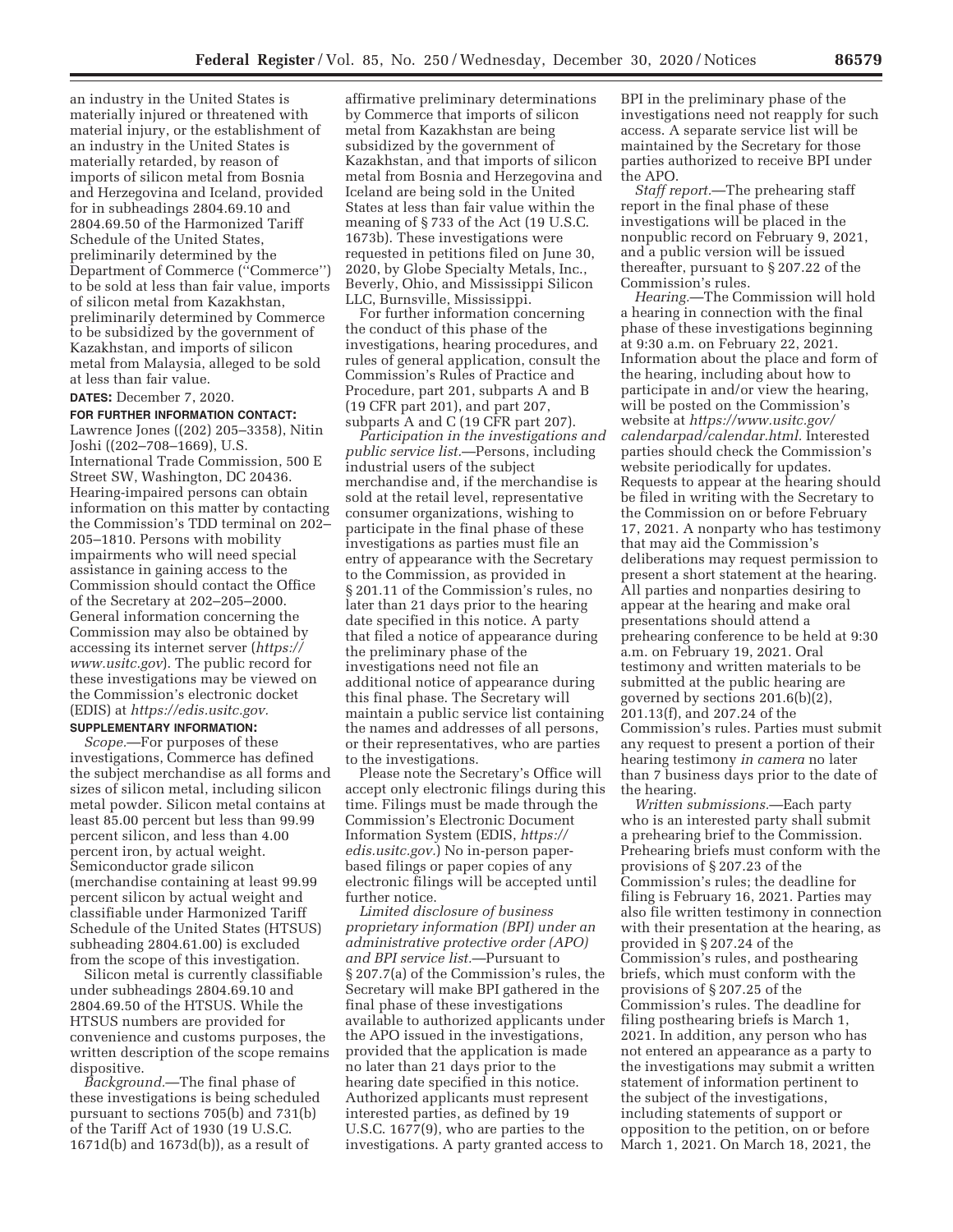an industry in the United States is materially injured or threatened with material injury, or the establishment of an industry in the United States is materially retarded, by reason of imports of silicon metal from Bosnia and Herzegovina and Iceland, provided for in subheadings 2804.69.10 and 2804.69.50 of the Harmonized Tariff Schedule of the United States, preliminarily determined by the Department of Commerce (''Commerce'') to be sold at less than fair value, imports of silicon metal from Kazakhstan, preliminarily determined by Commerce to be subsidized by the government of Kazakhstan, and imports of silicon metal from Malaysia, alleged to be sold at less than fair value.

**DATES:** December 7, 2020.

**FOR FURTHER INFORMATION CONTACT:** Lawrence Jones ((202) 205–3358), Nitin Joshi ((202–708–1669), U.S. International Trade Commission, 500 E Street SW, Washington, DC 20436. Hearing-impaired persons can obtain information on this matter by contacting the Commission's TDD terminal on 202–205–1810. Persons with mobility impairments who will need special assistance in gaining access to the Commission should contact the Office of the Secretary at 202–205–2000. General information concerning the Commission may also be obtained by accessing its internet server (*https://www.usitc.gov*). The public record for these investigations may be viewed on the Commission's electronic docket (EDIS) at *https://edis.usitc.gov.*

**SUPPLEMENTARY INFORMATION:**

*Scope.*—For purposes of these investigations, Commerce has defined the subject merchandise as all forms and sizes of silicon metal, including silicon metal powder. Silicon metal contains at least 85.00 percent but less than 99.99 percent silicon, and less than 4.00 percent iron, by actual weight. Semiconductor grade silicon (merchandise containing at least 99.99 percent silicon by actual weight and classifiable under Harmonized Tariff Schedule of the United States (HTSUS) subheading 2804.61.00) is excluded from the scope of this investigation.

Silicon metal is currently classifiable under subheadings 2804.69.10 and 2804.69.50 of the HTSUS. While the HTSUS numbers are provided for convenience and customs purposes, the written description of the scope remains dispositive.

*Background.*—The final phase of these investigations is being scheduled pursuant to sections 705(b) and 731(b) of the Tariff Act of 1930 (19 U.S.C. 1671d(b) and 1673d(b)), as a result of affirmative preliminary determinations by Commerce that imports of silicon metal from Kazakhstan are being subsidized by the government of Kazakhstan, and that imports of silicon metal from Bosnia and Herzegovina and Iceland are being sold in the United States at less than fair value within the meaning of § 733 of the Act (19 U.S.C. 1673b). These investigations were requested in petitions filed on June 30, 2020, by Globe Specialty Metals, Inc., Beverly, Ohio, and Mississippi Silicon LLC, Burnsville, Mississippi.

For further information concerning the conduct of this phase of the investigations, hearing procedures, and rules of general application, consult the Commission's Rules of Practice and Procedure, part 201, subparts A and B (19 CFR part 201), and part 207, subparts A and C (19 CFR part 207).

*Participation in the investigations and public service list.*—Persons, including industrial users of the subject merchandise and, if the merchandise is sold at the retail level, representative consumer organizations, wishing to participate in the final phase of these investigations as parties must file an entry of appearance with the Secretary to the Commission, as provided in § 201.11 of the Commission's rules, no later than 21 days prior to the hearing date specified in this notice. A party that filed a notice of appearance during the preliminary phase of the investigations need not file an additional notice of appearance during this final phase. The Secretary will maintain a public service list containing the names and addresses of all persons, or their representatives, who are parties to the investigations.

Please note the Secretary's Office will accept only electronic filings during this time. Filings must be made through the Commission's Electronic Document Information System (EDIS, *https://edis.usitc.gov.*) No in-person paper-based filings or paper copies of any electronic filings will be accepted until further notice.

*Limited disclosure of business proprietary information (BPI) under an administrative protective order (APO) and BPI service list.*—Pursuant to § 207.7(a) of the Commission's rules, the Secretary will make BPI gathered in the final phase of these investigations available to authorized applicants under the APO issued in the investigations, provided that the application is made no later than 21 days prior to the hearing date specified in this notice. Authorized applicants must represent interested parties, as defined by 19 U.S.C. 1677(9), who are parties to the investigations. A party granted access to BPI in the preliminary phase of the investigations need not reapply for such access. A separate service list will be maintained by the Secretary for those parties authorized to receive BPI under the APO.

*Staff report.*—The prehearing staff report in the final phase of these investigations will be placed in the nonpublic record on February 9, 2021, and a public version will be issued thereafter, pursuant to § 207.22 of the Commission's rules.

*Hearing.*—The Commission will hold a hearing in connection with the final phase of these investigations beginning at 9:30 a.m. on February 22, 2021. Information about the place and form of the hearing, including about how to participate in and/or view the hearing, will be posted on the Commission's website at *https://www.usitc.gov/calendarpad/calendar.html.* Interested parties should check the Commission's website periodically for updates. Requests to appear at the hearing should be filed in writing with the Secretary to the Commission on or before February 17, 2021. A nonparty who has testimony that may aid the Commission's deliberations may request permission to present a short statement at the hearing. All parties and nonparties desiring to appear at the hearing and make oral presentations should attend a prehearing conference to be held at 9:30 a.m. on February 19, 2021. Oral testimony and written materials to be submitted at the public hearing are governed by sections 201.6(b)(2), 201.13(f), and 207.24 of the Commission's rules. Parties must submit any request to present a portion of their hearing testimony *in camera* no later than 7 business days prior to the date of the hearing.

*Written submissions.*—Each party who is an interested party shall submit a prehearing brief to the Commission. Prehearing briefs must conform with the provisions of § 207.23 of the Commission's rules; the deadline for filing is February 16, 2021. Parties may also file written testimony in connection with their presentation at the hearing, as provided in § 207.24 of the Commission's rules, and posthearing briefs, which must conform with the provisions of § 207.25 of the Commission's rules. The deadline for filing posthearing briefs is March 1, 2021. In addition, any person who has not entered an appearance as a party to the investigations may submit a written statement of information pertinent to the subject of the investigations, including statements of support or opposition to the petition, on or before March 1, 2021. On March 18, 2021, the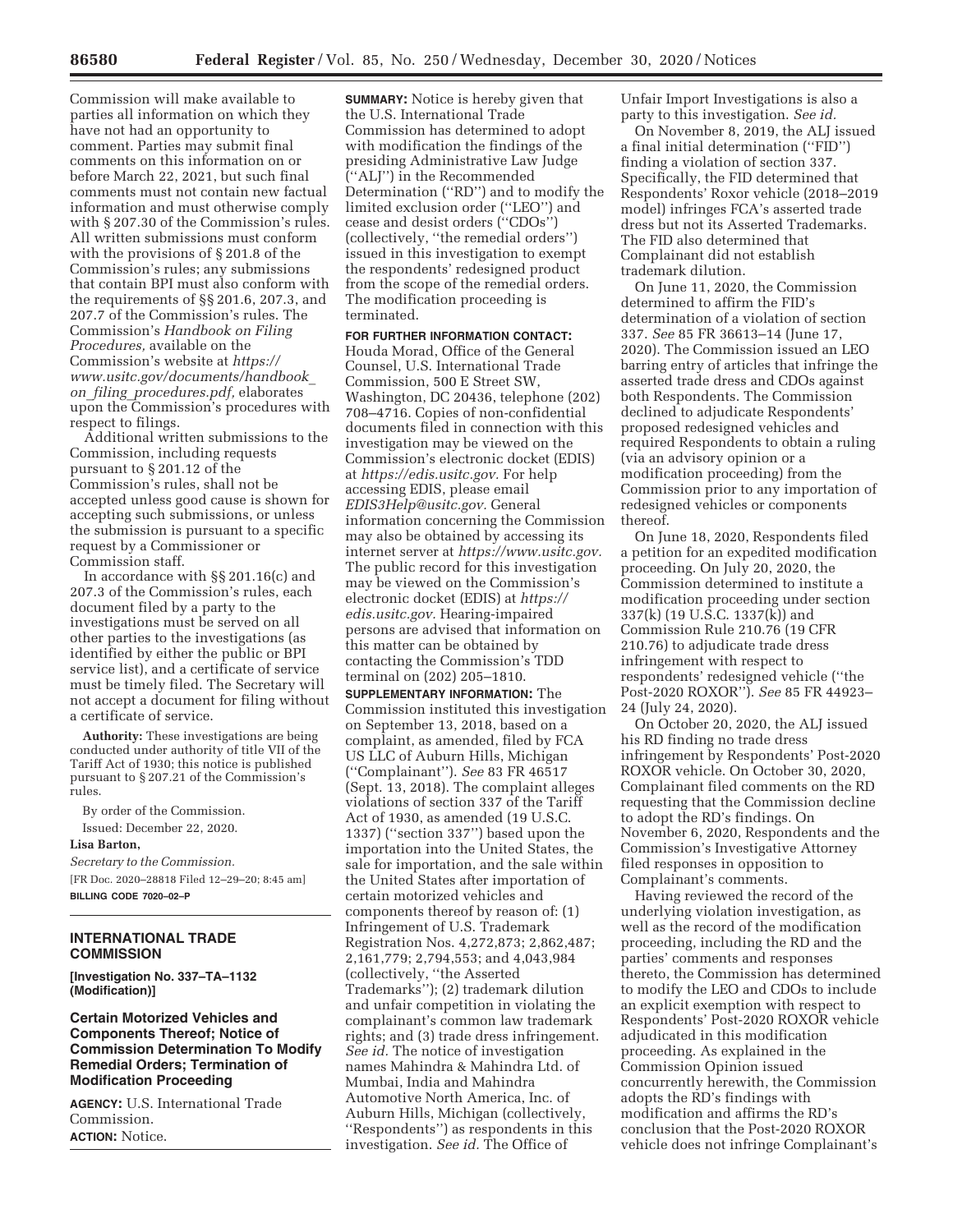Commission will make available to parties all information on which they have not had an opportunity to comment. Parties may submit final comments on this information on or before March 22, 2021, but such final comments must not contain new factual information and must otherwise comply with § 207.30 of the Commission's rules. All written submissions must conform with the provisions of § 201.8 of the Commission's rules; any submissions that contain BPI must also conform with the requirements of §§ 201.6, 207.3, and 207.7 of the Commission's rules. The Commission's *Handbook on Filing Procedures,* available on the Commission's website at *https://www.usitc.gov/documents/handbook_on_filing_procedures.pdf,* elaborates upon the Commission's procedures with respect to filings.

Additional written submissions to the Commission, including requests pursuant to § 201.12 of the Commission's rules, shall not be accepted unless good cause is shown for accepting such submissions, or unless the submission is pursuant to a specific request by a Commissioner or Commission staff.

In accordance with §§ 201.16(c) and 207.3 of the Commission's rules, each document filed by a party to the investigations must be served on all other parties to the investigations (as identified by either the public or BPI service list), and a certificate of service must be timely filed. The Secretary will not accept a document for filing without a certificate of service.

**Authority:** These investigations are being conducted under authority of title VII of the Tariff Act of 1930; this notice is published pursuant to § 207.21 of the Commission's rules.

By order of the Commission.

Issued: December 22, 2020.

**Lisa Barton,**

*Secretary to the Commission.*

[FR Doc. 2020–28818 Filed 12–29–20; 8:45 am]

**BILLING CODE 7020–02–P**

## INTERNATIONAL TRADE COMMISSION

**[Investigation No. 337–TA–1132 (Modification)]**

### Certain Motorized Vehicles and Components Thereof; Notice of Commission Determination To Modify Remedial Orders; Termination of Modification Proceeding

**AGENCY:** U.S. International Trade Commission.

**ACTION:** Notice.

**SUMMARY:** Notice is hereby given that the U.S. International Trade Commission has determined to adopt with modification the findings of the presiding Administrative Law Judge (''ALJ'') in the Recommended Determination (''RD'') and to modify the limited exclusion order (''LEO'') and cease and desist orders (''CDOs'') (collectively, ''the remedial orders'') issued in this investigation to exempt the respondents' redesigned product from the scope of the remedial orders. The modification proceeding is terminated.

**FOR FURTHER INFORMATION CONTACT:** Houda Morad, Office of the General Counsel, U.S. International Trade Commission, 500 E Street SW, Washington, DC 20436, telephone (202) 708–4716. Copies of non-confidential documents filed in connection with this investigation may be viewed on the Commission's electronic docket (EDIS) at *https://edis.usitc.gov.* For help accessing EDIS, please email *EDIS3Help@usitc.gov.* General information concerning the Commission may also be obtained by accessing its internet server at *https://www.usitc.gov.* The public record for this investigation may be viewed on the Commission's electronic docket (EDIS) at *https://edis.usitc.gov.* Hearing-impaired persons are advised that information on this matter can be obtained by contacting the Commission's TDD terminal on (202) 205–1810.

**SUPPLEMENTARY INFORMATION:** The Commission instituted this investigation on September 13, 2018, based on a complaint, as amended, filed by FCA US LLC of Auburn Hills, Michigan (''Complainant''). *See* 83 FR 46517 (Sept. 13, 2018). The complaint alleges violations of section 337 of the Tariff Act of 1930, as amended (19 U.S.C. 1337) (''section 337'') based upon the importation into the United States, the sale for importation, and the sale within the United States after importation of certain motorized vehicles and components thereof by reason of: (1) Infringement of U.S. Trademark Registration Nos. 4,272,873; 2,862,487; 2,161,779; 2,794,553; and 4,043,984 (collectively, ''the Asserted Trademarks''); (2) trademark dilution and unfair competition in violating the complainant's common law trademark rights; and (3) trade dress infringement. *See id.* The notice of investigation names Mahindra & Mahindra Ltd. of Mumbai, India and Mahindra Automotive North America, Inc. of Auburn Hills, Michigan (collectively, ''Respondents'') as respondents in this investigation. *See id.* The Office of Unfair Import Investigations is also a party to this investigation. *See id.*

On November 8, 2019, the ALJ issued a final initial determination (''FID'') finding a violation of section 337. Specifically, the FID determined that Respondents' Roxor vehicle (2018–2019 model) infringes FCA's asserted trade dress but not its Asserted Trademarks. The FID also determined that Complainant did not establish trademark dilution.

On June 11, 2020, the Commission determined to affirm the FID's determination of a violation of section 337. *See* 85 FR 36613–14 (June 17, 2020). The Commission issued an LEO barring entry of articles that infringe the asserted trade dress and CDOs against both Respondents. The Commission declined to adjudicate Respondents' proposed redesigned vehicles and required Respondents to obtain a ruling (via an advisory opinion or a modification proceeding) from the Commission prior to any importation of redesigned vehicles or components thereof.

On June 18, 2020, Respondents filed a petition for an expedited modification proceeding. On July 20, 2020, the Commission determined to institute a modification proceeding under section 337(k) (19 U.S.C. 1337(k)) and Commission Rule 210.76 (19 CFR 210.76) to adjudicate trade dress infringement with respect to respondents' redesigned vehicle (''the Post-2020 ROXOR''). *See* 85 FR 44923–24 (July 24, 2020).

On October 20, 2020, the ALJ issued his RD finding no trade dress infringement by Respondents' Post-2020 ROXOR vehicle. On October 30, 2020, Complainant filed comments on the RD requesting that the Commission decline to adopt the RD's findings. On November 6, 2020, Respondents and the Commission's Investigative Attorney filed responses in opposition to Complainant's comments.

Having reviewed the record of the underlying violation investigation, as well as the record of the modification proceeding, including the RD and the parties' comments and responses thereto, the Commission has determined to modify the LEO and CDOs to include an explicit exemption with respect to Respondents' Post-2020 ROXOR vehicle adjudicated in this modification proceeding. As explained in the Commission Opinion issued concurrently herewith, the Commission adopts the RD's findings with modification and affirms the RD's conclusion that the Post-2020 ROXOR vehicle does not infringe Complainant's